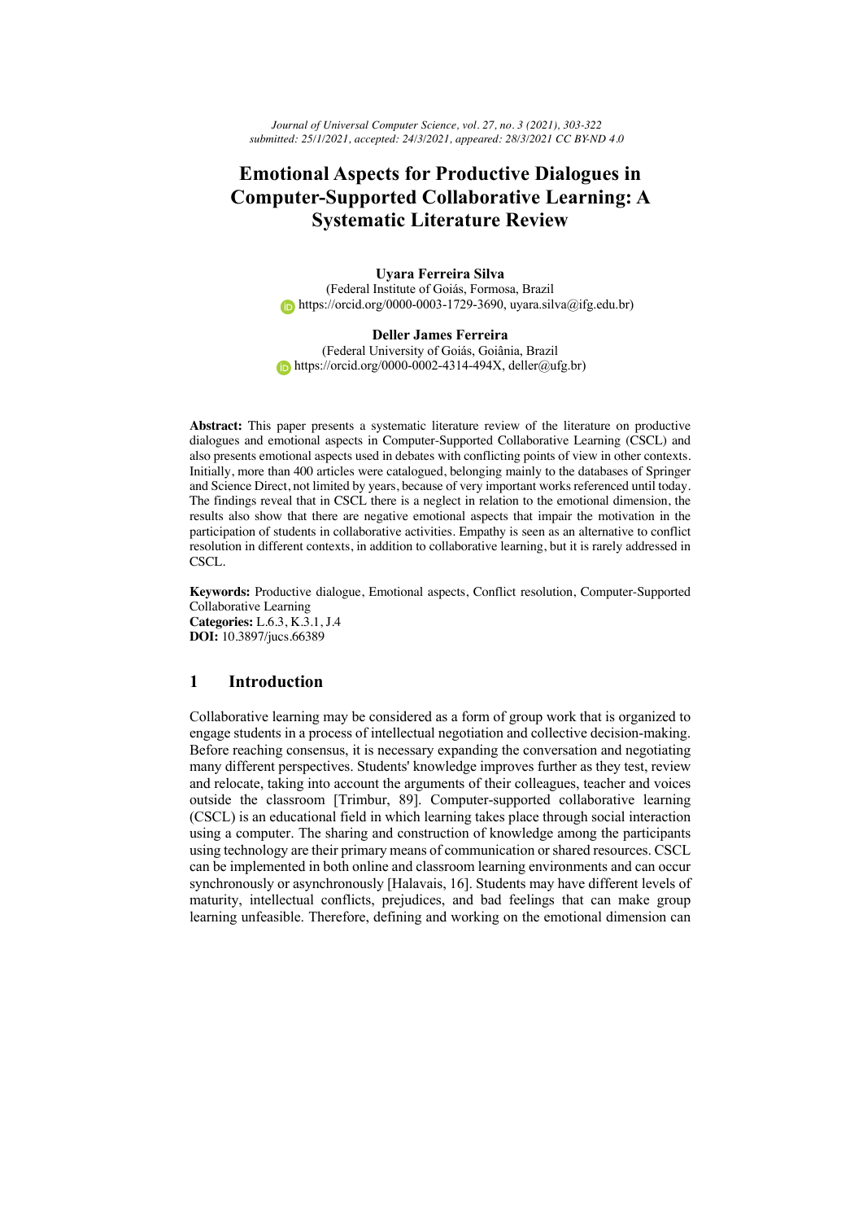# Emotional Aspects for Productive Dialogues in Computer-Supported Collaborative Learning: A Systematic Literature Review

**Uyara Ferreira Silva**
(Federal Institute of Goiás, Formosa, Brazil
https://orcid.org/0000-0003-1729-3690, uyara.silva@ifg.edu.br)

**Deller James Ferreira**
(Federal University of Goiás, Goiânia, Brazil
https://orcid.org/0000-0002-4314-494X, deller@ufg.br)

**Abstract:** This paper presents a systematic literature review of the literature on productive dialogues and emotional aspects in Computer-Supported Collaborative Learning (CSCL) and also presents emotional aspects used in debates with conflicting points of view in other contexts. Initially, more than 400 articles were catalogued, belonging mainly to the databases of Springer and Science Direct, not limited by years, because of very important works referenced until today. The findings reveal that in CSCL there is a neglect in relation to the emotional dimension, the results also show that there are negative emotional aspects that impair the motivation in the participation of students in collaborative activities. Empathy is seen as an alternative to conflict resolution in different contexts, in addition to collaborative learning, but it is rarely addressed in CSCL.

**Keywords:** Productive dialogue, Emotional aspects, Conflict resolution, Computer-Supported Collaborative Learning
**Categories:** L.6.3, K.3.1, J.4
**DOI:** 10.3897/jucs.66389

## 1 Introduction

Collaborative learning may be considered as a form of group work that is organized to engage students in a process of intellectual negotiation and collective decision-making. Before reaching consensus, it is necessary expanding the conversation and negotiating many different perspectives. Students' knowledge improves further as they test, review and relocate, taking into account the arguments of their colleagues, teacher and voices outside the classroom [Trimbur, 89]. Computer-supported collaborative learning (CSCL) is an educational field in which learning takes place through social interaction using a computer. The sharing and construction of knowledge among the participants using technology are their primary means of communication or shared resources. CSCL can be implemented in both online and classroom learning environments and can occur synchronously or asynchronously [Halavais, 16]. Students may have different levels of maturity, intellectual conflicts, prejudices, and bad feelings that can make group learning unfeasible. Therefore, defining and working on the emotional dimension can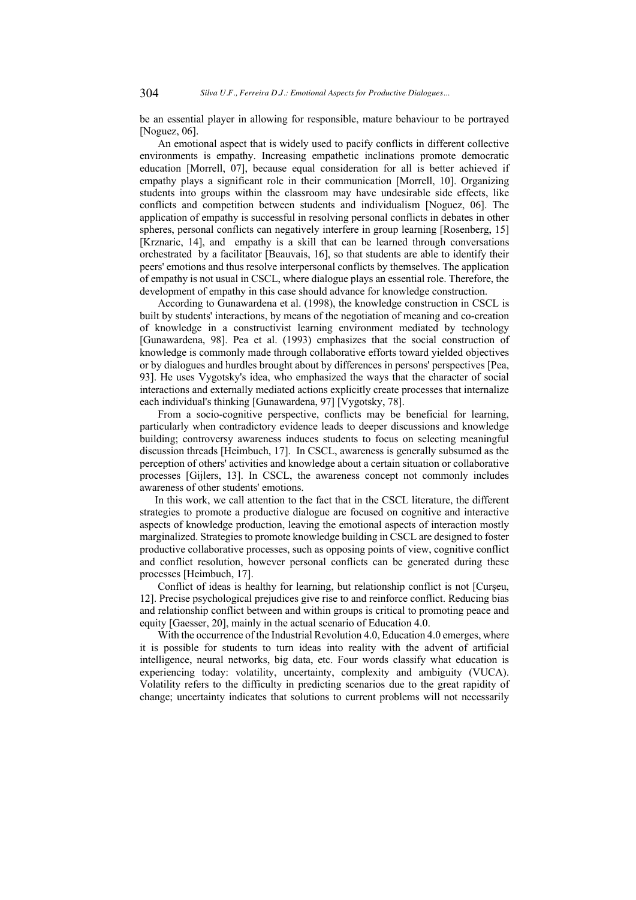be an essential player in allowing for responsible, mature behaviour to be portrayed [Noguez, 06].

An emotional aspect that is widely used to pacify conflicts in different collective environments is empathy. Increasing empathetic inclinations promote democratic education [Morrell, 07], because equal consideration for all is better achieved if empathy plays a significant role in their communication [Morrell, 10]. Organizing students into groups within the classroom may have undesirable side effects, like conflicts and competition between students and individualism [Noguez, 06]. The application of empathy is successful in resolving personal conflicts in debates in other spheres, personal conflicts can negatively interfere in group learning [Rosenberg, 15] [Krznaric, 14], and empathy is a skill that can be learned through conversations orchestrated by a facilitator [Beauvais, 16], so that students are able to identify their peers' emotions and thus resolve interpersonal conflicts by themselves. The application of empathy is not usual in CSCL, where dialogue plays an essential role. Therefore, the development of empathy in this case should advance for knowledge construction.

According to Gunawardena et al. (1998), the knowledge construction in CSCL is built by students' interactions, by means of the negotiation of meaning and co-creation of knowledge in a constructivist learning environment mediated by technology [Gunawardena, 98]. Pea et al. (1993) emphasizes that the social construction of knowledge is commonly made through collaborative efforts toward yielded objectives or by dialogues and hurdles brought about by differences in persons' perspectives [Pea, 93]. He uses Vygotsky's idea, who emphasized the ways that the character of social interactions and externally mediated actions explicitly create processes that internalize each individual's thinking [Gunawardena, 97] [Vygotsky, 78].

From a socio-cognitive perspective, conflicts may be beneficial for learning, particularly when contradictory evidence leads to deeper discussions and knowledge building; controversy awareness induces students to focus on selecting meaningful discussion threads [Heimbuch, 17]. In CSCL, awareness is generally subsumed as the perception of others' activities and knowledge about a certain situation or collaborative processes [Gijlers, 13]. In CSCL, the awareness concept not commonly includes awareness of other students' emotions.

In this work, we call attention to the fact that in the CSCL literature, the different strategies to promote a productive dialogue are focused on cognitive and interactive aspects of knowledge production, leaving the emotional aspects of interaction mostly marginalized. Strategies to promote knowledge building in CSCL are designed to foster productive collaborative processes, such as opposing points of view, cognitive conflict and conflict resolution, however personal conflicts can be generated during these processes [Heimbuch, 17].

Conflict of ideas is healthy for learning, but relationship conflict is not [Curşeu, 12]. Precise psychological prejudices give rise to and reinforce conflict. Reducing bias and relationship conflict between and within groups is critical to promoting peace and equity [Gaesser, 20], mainly in the actual scenario of Education 4.0.

With the occurrence of the Industrial Revolution 4.0, Education 4.0 emerges, where it is possible for students to turn ideas into reality with the advent of artificial intelligence, neural networks, big data, etc. Four words classify what education is experiencing today: volatility, uncertainty, complexity and ambiguity (VUCA). Volatility refers to the difficulty in predicting scenarios due to the great rapidity of change; uncertainty indicates that solutions to current problems will not necessarily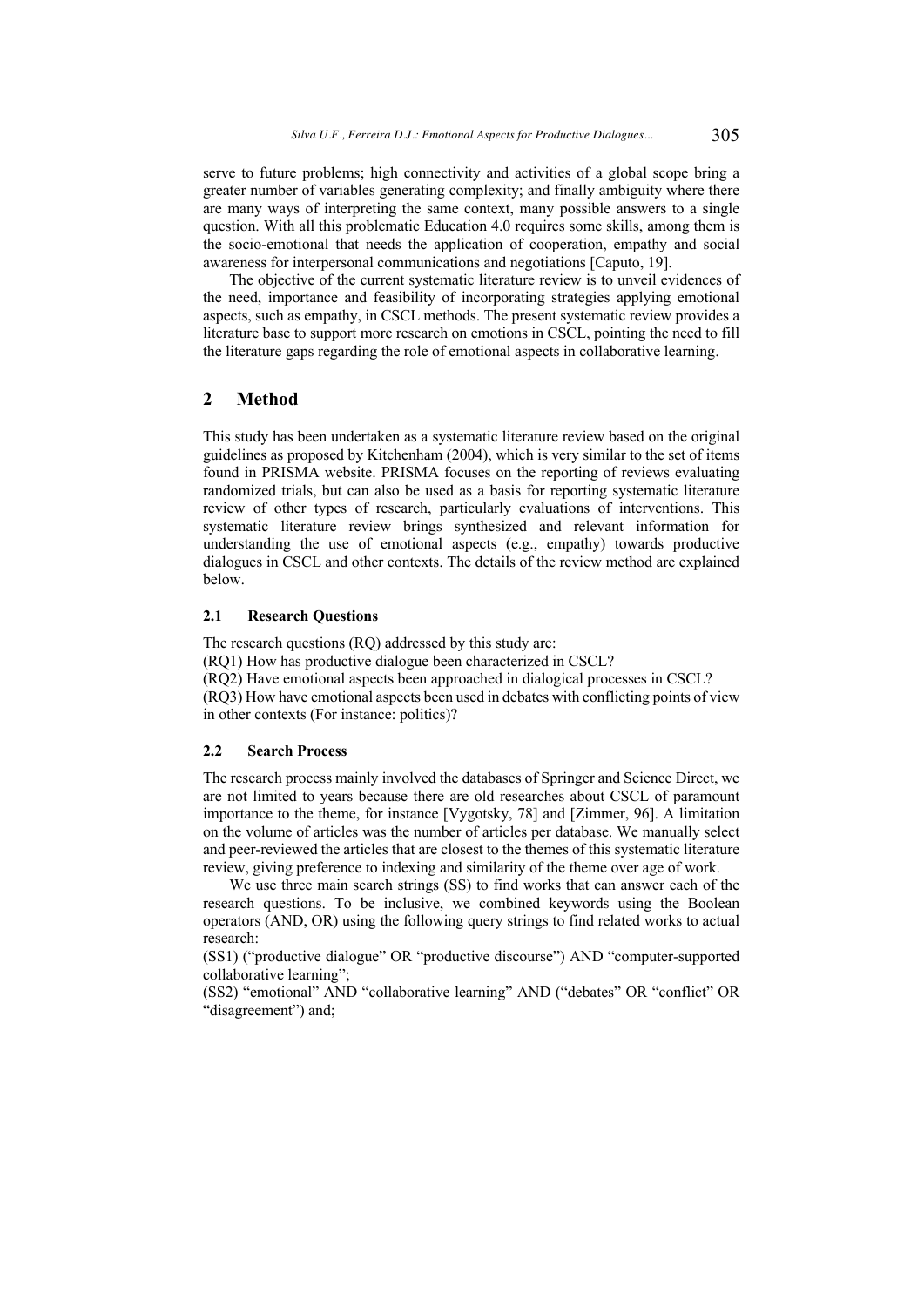serve to future problems; high connectivity and activities of a global scope bring a greater number of variables generating complexity; and finally ambiguity where there are many ways of interpreting the same context, many possible answers to a single question. With all this problematic Education 4.0 requires some skills, among them is the socio-emotional that needs the application of cooperation, empathy and social awareness for interpersonal communications and negotiations [Caputo, 19].

The objective of the current systematic literature review is to unveil evidences of the need, importance and feasibility of incorporating strategies applying emotional aspects, such as empathy, in CSCL methods. The present systematic review provides a literature base to support more research on emotions in CSCL, pointing the need to fill the literature gaps regarding the role of emotional aspects in collaborative learning.

## 2 Method

This study has been undertaken as a systematic literature review based on the original guidelines as proposed by Kitchenham (2004), which is very similar to the set of items found in PRISMA website. PRISMA focuses on the reporting of reviews evaluating randomized trials, but can also be used as a basis for reporting systematic literature review of other types of research, particularly evaluations of interventions. This systematic literature review brings synthesized and relevant information for understanding the use of emotional aspects (e.g., empathy) towards productive dialogues in CSCL and other contexts. The details of the review method are explained below.

### 2.1 Research Questions

The research questions (RQ) addressed by this study are:

(RQ1) How has productive dialogue been characterized in CSCL?

(RQ2) Have emotional aspects been approached in dialogical processes in CSCL?

(RQ3) How have emotional aspects been used in debates with conflicting points of view in other contexts (For instance: politics)?

### 2.2 Search Process

The research process mainly involved the databases of Springer and Science Direct, we are not limited to years because there are old researches about CSCL of paramount importance to the theme, for instance [Vygotsky, 78] and [Zimmer, 96]. A limitation on the volume of articles was the number of articles per database. We manually select and peer-reviewed the articles that are closest to the themes of this systematic literature review, giving preference to indexing and similarity of the theme over age of work.

We use three main search strings (SS) to find works that can answer each of the research questions. To be inclusive, we combined keywords using the Boolean operators (AND, OR) using the following query strings to find related works to actual research:

(SS1) ("productive dialogue" OR "productive discourse") AND "computer-supported collaborative learning";

(SS2) "emotional" AND "collaborative learning" AND ("debates" OR "conflict" OR "disagreement") and;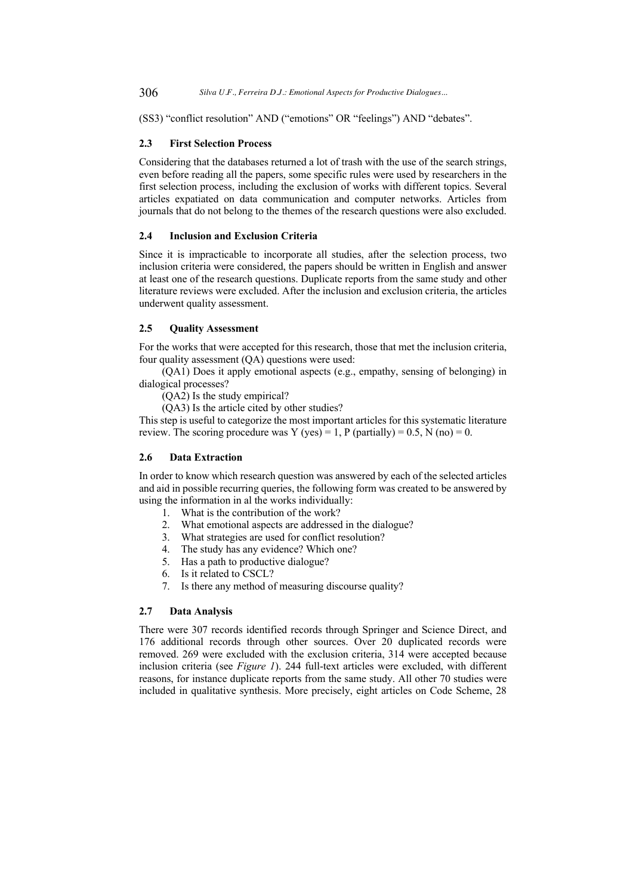(SS3) “conflict resolution” AND (“emotions” OR “feelings”) AND “debates”.

### 2.3 First Selection Process

Considering that the databases returned a lot of trash with the use of the search strings, even before reading all the papers, some specific rules were used by researchers in the first selection process, including the exclusion of works with different topics. Several articles expatiated on data communication and computer networks. Articles from journals that do not belong to the themes of the research questions were also excluded.

### 2.4 Inclusion and Exclusion Criteria

Since it is impracticable to incorporate all studies, after the selection process, two inclusion criteria were considered, the papers should be written in English and answer at least one of the research questions. Duplicate reports from the same study and other literature reviews were excluded. After the inclusion and exclusion criteria, the articles underwent quality assessment.

### 2.5 Quality Assessment

For the works that were accepted for this research, those that met the inclusion criteria, four quality assessment (QA) questions were used:

(QA1) Does it apply emotional aspects (e.g., empathy, sensing of belonging) in dialogical processes?

(QA2) Is the study empirical?

(QA3) Is the article cited by other studies?

This step is useful to categorize the most important articles for this systematic literature review. The scoring procedure was Y (yes) = 1, P (partially) = 0.5, N (no) = 0.

### 2.6 Data Extraction

In order to know which research question was answered by each of the selected articles and aid in possible recurring queries, the following form was created to be answered by using the information in al the works individually:

1. What is the contribution of the work?
2. What emotional aspects are addressed in the dialogue?
3. What strategies are used for conflict resolution?
4. The study has any evidence? Which one?
5. Has a path to productive dialogue?
6. Is it related to CSCL?
7. Is there any method of measuring discourse quality?

### 2.7 Data Analysis

There were 307 records identified records through Springer and Science Direct, and 176 additional records through other sources. Over 20 duplicated records were removed. 269 were excluded with the exclusion criteria, 314 were accepted because inclusion criteria (see *Figure 1*). 244 full-text articles were excluded, with different reasons, for instance duplicate reports from the same study. All other 70 studies were included in qualitative synthesis. More precisely, eight articles on Code Scheme, 28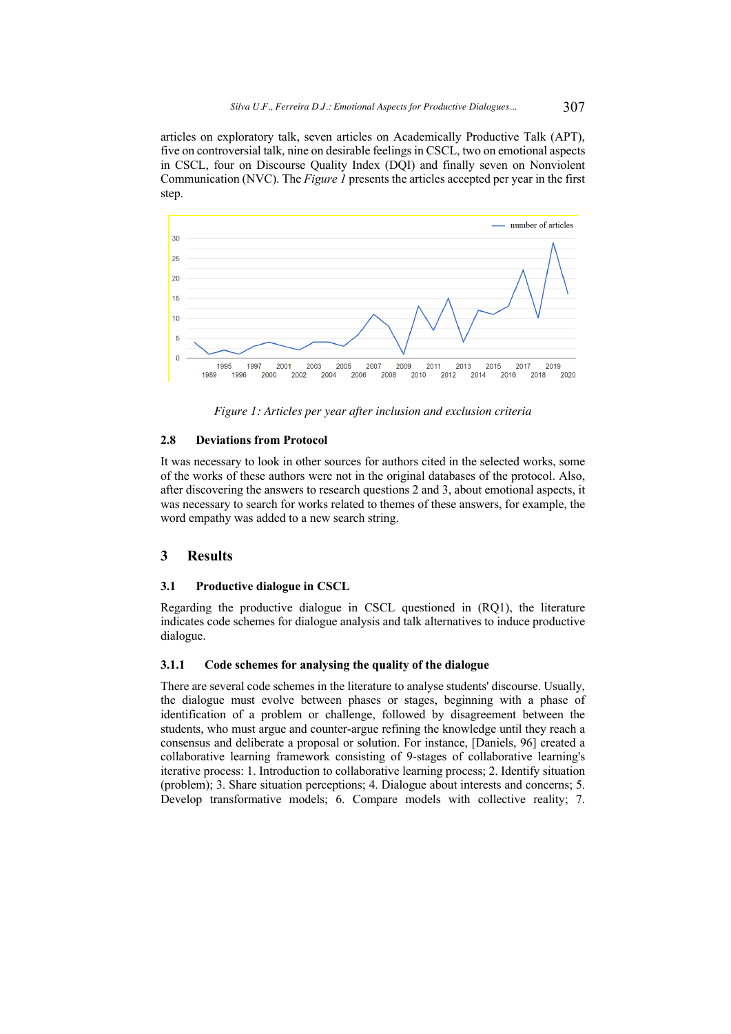articles on exploratory talk, seven articles on Academically Productive Talk (APT), five on controversial talk, nine on desirable feelings in CSCL, two on emotional aspects in CSCL, four on Discourse Quality Index (DQI) and finally seven on Nonviolent Communication (NVC). The *Figure 1* presents the articles accepted per year in the first step.

*Figure 1: Articles per year after inclusion and exclusion criteria*

### 2.8 Deviations from Protocol

It was necessary to look in other sources for authors cited in the selected works, some of the works of these authors were not in the original databases of the protocol. Also, after discovering the answers to research questions 2 and 3, about emotional aspects, it was necessary to search for works related to themes of these answers, for example, the word empathy was added to a new search string.

## 3 Results

### 3.1 Productive dialogue in CSCL

Regarding the productive dialogue in CSCL questioned in (RQ1), the literature indicates code schemes for dialogue analysis and talk alternatives to induce productive dialogue.

#### 3.1.1 Code schemes for analysing the quality of the dialogue

There are several code schemes in the literature to analyse students' discourse. Usually, the dialogue must evolve between phases or stages, beginning with a phase of identification of a problem or challenge, followed by disagreement between the students, who must argue and counter-argue refining the knowledge until they reach a consensus and deliberate a proposal or solution. For instance, [Daniels, 96] created a collaborative learning framework consisting of 9-stages of collaborative learning's iterative process: 1. Introduction to collaborative learning process; 2. Identify situation (problem); 3. Share situation perceptions; 4. Dialogue about interests and concerns; 5. Develop transformative models; 6. Compare models with collective reality; 7.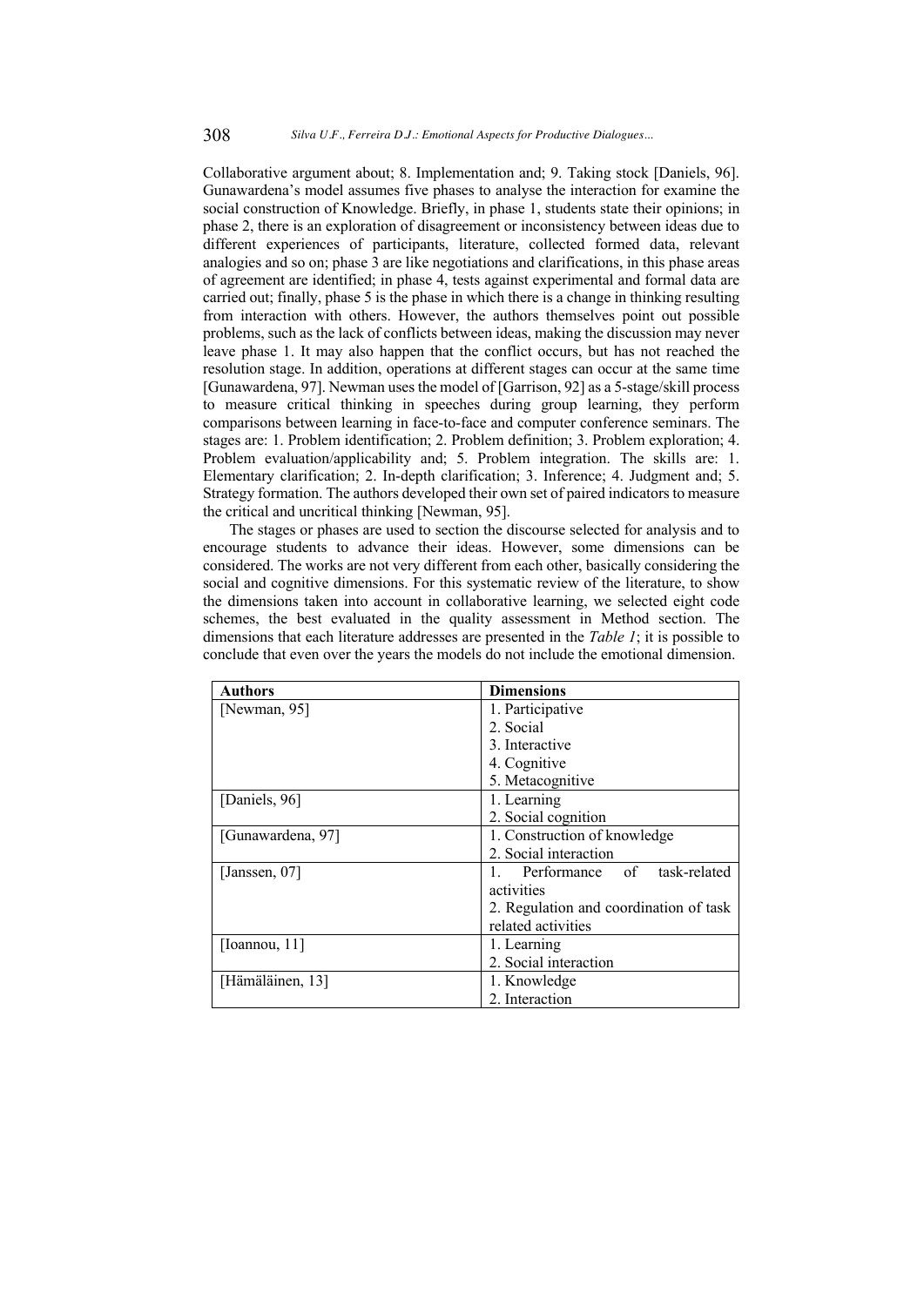Collaborative argument about; 8. Implementation and; 9. Taking stock [Daniels, 96]. Gunawardena's model assumes five phases to analyse the interaction for examine the social construction of Knowledge. Briefly, in phase 1, students state their opinions; in phase 2, there is an exploration of disagreement or inconsistency between ideas due to different experiences of participants, literature, collected formed data, relevant analogies and so on; phase 3 are like negotiations and clarifications, in this phase areas of agreement are identified; in phase 4, tests against experimental and formal data are carried out; finally, phase 5 is the phase in which there is a change in thinking resulting from interaction with others. However, the authors themselves point out possible problems, such as the lack of conflicts between ideas, making the discussion may never leave phase 1. It may also happen that the conflict occurs, but has not reached the resolution stage. In addition, operations at different stages can occur at the same time [Gunawardena, 97]. Newman uses the model of [Garrison, 92] as a 5-stage/skill process to measure critical thinking in speeches during group learning, they perform comparisons between learning in face-to-face and computer conference seminars. The stages are: 1. Problem identification; 2. Problem definition; 3. Problem exploration; 4. Problem evaluation/applicability and; 5. Problem integration. The skills are: 1. Elementary clarification; 2. In-depth clarification; 3. Inference; 4. Judgment and; 5. Strategy formation. The authors developed their own set of paired indicators to measure the critical and uncritical thinking [Newman, 95].

The stages or phases are used to section the discourse selected for analysis and to encourage students to advance their ideas. However, some dimensions can be considered. The works are not very different from each other, basically considering the social and cognitive dimensions. For this systematic review of the literature, to show the dimensions taken into account in collaborative learning, we selected eight code schemes, the best evaluated in the quality assessment in Method section. The dimensions that each literature addresses are presented in the *Table 1*; it is possible to conclude that even over the years the models do not include the emotional dimension.

| Authors | Dimensions |
| --- | --- |
| [Newman, 95] | 1. Participative<br>2. Social<br>3. Interactive<br>4. Cognitive<br>5. Metacognitive |
| [Daniels, 96] | 1. Learning<br>2. Social cognition |
| [Gunawardena, 97] | 1. Construction of knowledge<br>2. Social interaction |
| [Janssen, 07] | 1. Performance of task-related activities<br>2. Regulation and coordination of task related activities |
| [Ioannou, 11] | 1. Learning<br>2. Social interaction |
| [Hämäläinen, 13] | 1. Knowledge<br>2. Interaction |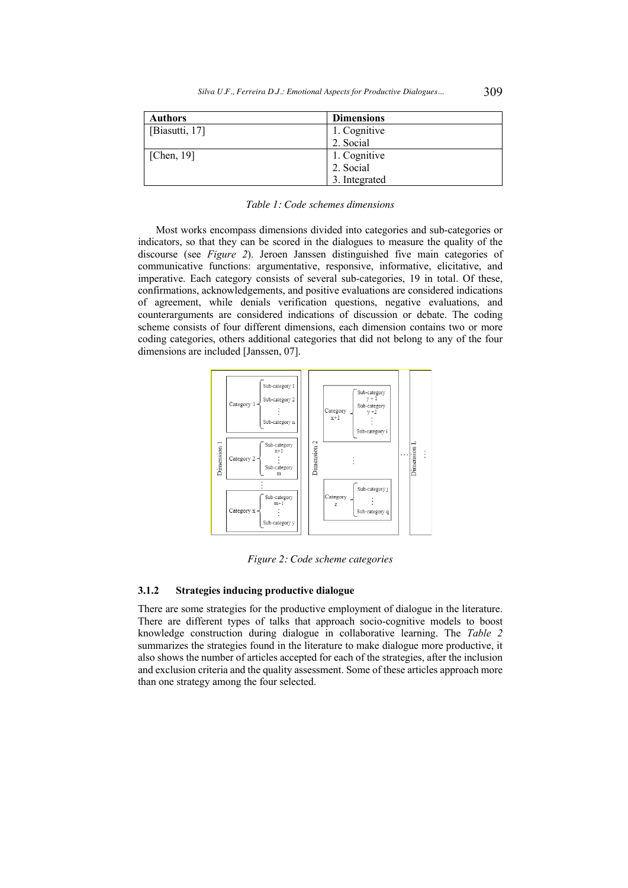| Authors | Dimensions |
| --- | --- |
| [Biasutti, 17] | 1. Cognitive<br>2. Social |
| [Chen, 19] | 1. Cognitive<br>2. Social<br>3. Integrated |

*Table 1: Code schemes dimensions*

Most works encompass dimensions divided into categories and sub-categories or indicators, so that they can be scored in the dialogues to measure the quality of the discourse (see *Figure 2*). Jeroen Janssen distinguished five main categories of communicative functions: argumentative, responsive, informative, elicitative, and imperative. Each category consists of several sub-categories, 19 in total. Of these, confirmations, acknowledgements, and positive evaluations are considered indications of agreement, while denials verification questions, negative evaluations, and counterarguments are considered indications of discussion or debate. The coding scheme consists of four different dimensions, each dimension contains two or more coding categories, others additional categories that did not belong to any of the four dimensions are included [Janssen, 07].

*Figure 2: Code scheme categories*

### 3.1.2 Strategies inducing productive dialogue

There are some strategies for the productive employment of dialogue in the literature. There are different types of talks that approach socio-cognitive models to boost knowledge construction during dialogue in collaborative learning. The *Table 2* summarizes the strategies found in the literature to make dialogue more productive, it also shows the number of articles accepted for each of the strategies, after the inclusion and exclusion criteria and the quality assessment. Some of these articles approach more than one strategy among the four selected.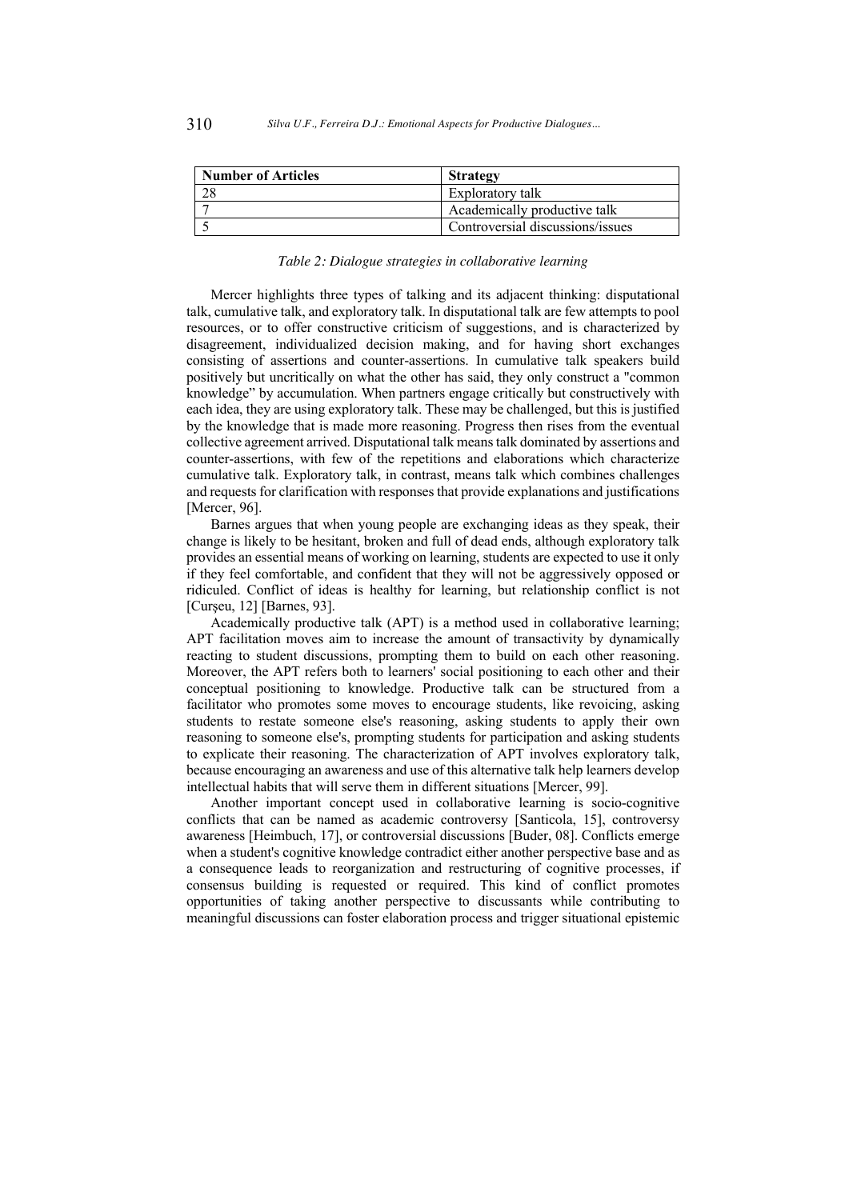| Number of Articles | Strategy |
|---|---|
| 28 | Exploratory talk |
| 7 | Academically productive talk |
| 5 | Controversial discussions/issues |

*Table 2: Dialogue strategies in collaborative learning*

Mercer highlights three types of talking and its adjacent thinking: disputational talk, cumulative talk, and exploratory talk. In disputational talk are few attempts to pool resources, or to offer constructive criticism of suggestions, and is characterized by disagreement, individualized decision making, and for having short exchanges consisting of assertions and counter-assertions. In cumulative talk speakers build positively but uncritically on what the other has said, they only construct a "common knowledge" by accumulation. When partners engage critically but constructively with each idea, they are using exploratory talk. These may be challenged, but this is justified by the knowledge that is made more reasoning. Progress then rises from the eventual collective agreement arrived. Disputational talk means talk dominated by assertions and counter-assertions, with few of the repetitions and elaborations which characterize cumulative talk. Exploratory talk, in contrast, means talk which combines challenges and requests for clarification with responses that provide explanations and justifications [Mercer, 96].

Barnes argues that when young people are exchanging ideas as they speak, their change is likely to be hesitant, broken and full of dead ends, although exploratory talk provides an essential means of working on learning, students are expected to use it only if they feel comfortable, and confident that they will not be aggressively opposed or ridiculed. Conflict of ideas is healthy for learning, but relationship conflict is not [Curşeu, 12] [Barnes, 93].

Academically productive talk (APT) is a method used in collaborative learning; APT facilitation moves aim to increase the amount of transactivity by dynamically reacting to student discussions, prompting them to build on each other reasoning. Moreover, the APT refers both to learners' social positioning to each other and their conceptual positioning to knowledge. Productive talk can be structured from a facilitator who promotes some moves to encourage students, like revoicing, asking students to restate someone else's reasoning, asking students to apply their own reasoning to someone else's, prompting students for participation and asking students to explicate their reasoning. The characterization of APT involves exploratory talk, because encouraging an awareness and use of this alternative talk help learners develop intellectual habits that will serve them in different situations [Mercer, 99].

Another important concept used in collaborative learning is socio-cognitive conflicts that can be named as academic controversy [Santicola, 15], controversy awareness [Heimbuch, 17], or controversial discussions [Buder, 08]. Conflicts emerge when a student's cognitive knowledge contradict either another perspective base and as a consequence leads to reorganization and restructuring of cognitive processes, if consensus building is requested or required. This kind of conflict promotes opportunities of taking another perspective to discussants while contributing to meaningful discussions can foster elaboration process and trigger situational epistemic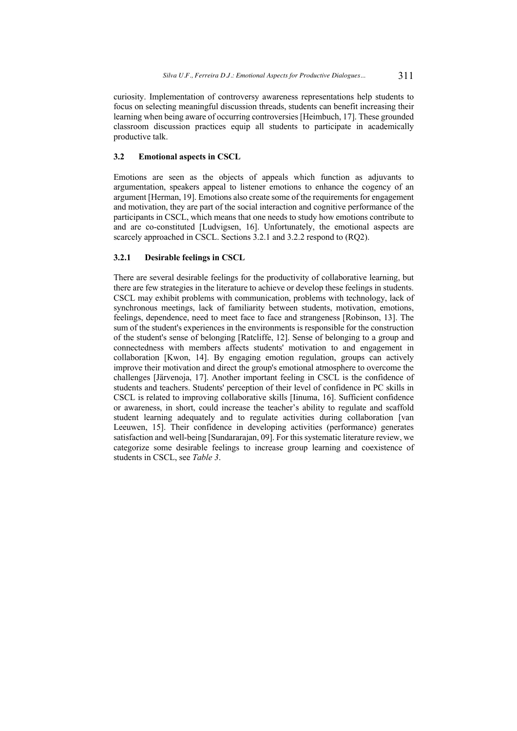curiosity. Implementation of controversy awareness representations help students to focus on selecting meaningful discussion threads, students can benefit increasing their learning when being aware of occurring controversies [Heimbuch, 17]. These grounded classroom discussion practices equip all students to participate in academically productive talk.

### 3.2 Emotional aspects in CSCL

Emotions are seen as the objects of appeals which function as adjuvants to argumentation, speakers appeal to listener emotions to enhance the cogency of an argument [Herman, 19]. Emotions also create some of the requirements for engagement and motivation, they are part of the social interaction and cognitive performance of the participants in CSCL, which means that one needs to study how emotions contribute to and are co-constituted [Ludvigsen, 16]. Unfortunately, the emotional aspects are scarcely approached in CSCL. Sections 3.2.1 and 3.2.2 respond to (RQ2).

#### 3.2.1 Desirable feelings in CSCL

There are several desirable feelings for the productivity of collaborative learning, but there are few strategies in the literature to achieve or develop these feelings in students. CSCL may exhibit problems with communication, problems with technology, lack of synchronous meetings, lack of familiarity between students, motivation, emotions, feelings, dependence, need to meet face to face and strangeness [Robinson, 13]. The sum of the student's experiences in the environments is responsible for the construction of the student's sense of belonging [Ratcliffe, 12]. Sense of belonging to a group and connectedness with members affects students' motivation to and engagement in collaboration [Kwon, 14]. By engaging emotion regulation, groups can actively improve their motivation and direct the group's emotional atmosphere to overcome the challenges [Järvenoja, 17]. Another important feeling in CSCL is the confidence of students and teachers. Students' perception of their level of confidence in PC skills in CSCL is related to improving collaborative skills [Iinuma, 16]. Sufficient confidence or awareness, in short, could increase the teacher's ability to regulate and scaffold student learning adequately and to regulate activities during collaboration [van Leeuwen, 15]. Their confidence in developing activities (performance) generates satisfaction and well-being [Sundararajan, 09]. For this systematic literature review, we categorize some desirable feelings to increase group learning and coexistence of students in CSCL, see *Table 3*.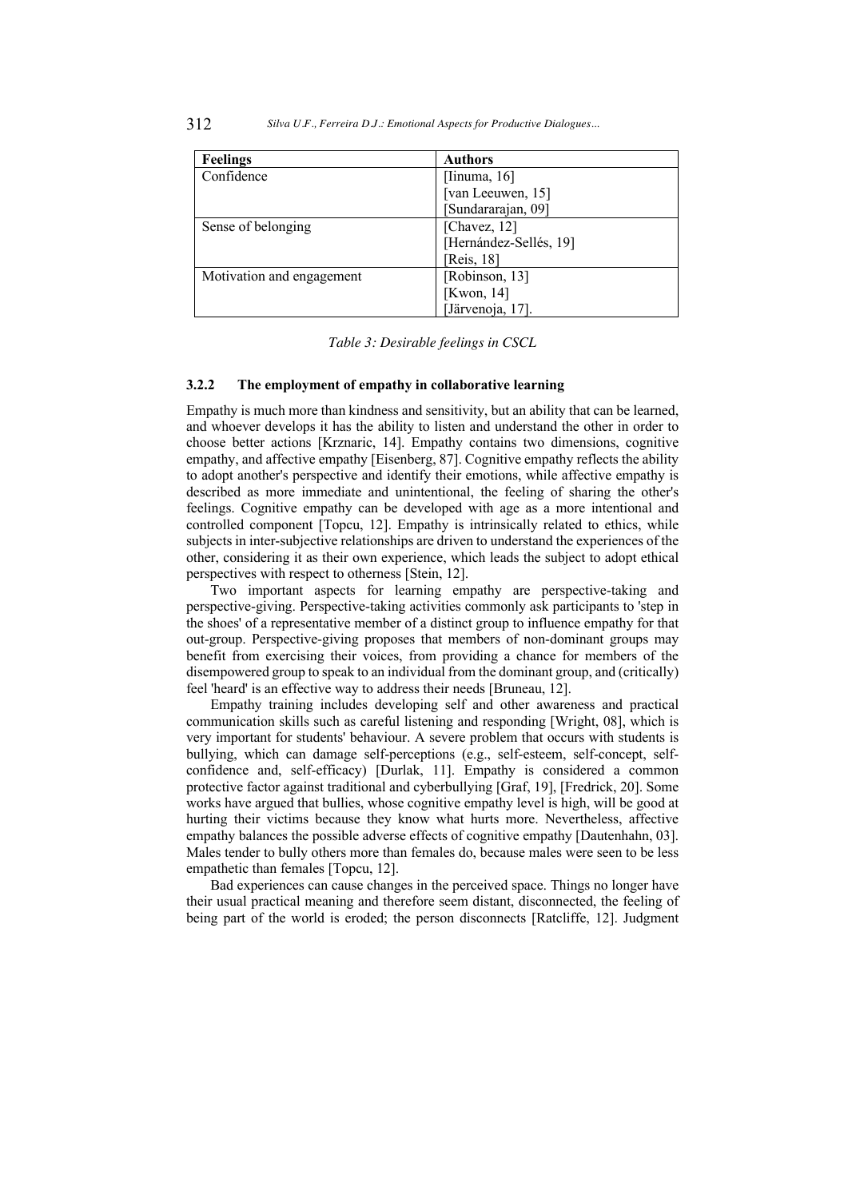| Feelings | Authors |
|---|---|
| Confidence | [Iinuma, 16]<br>[van Leeuwen, 15]<br>[Sundararajan, 09] |
| Sense of belonging | [Chavez, 12]<br>[Hernández-Sellés, 19]<br>[Reis, 18] |
| Motivation and engagement | [Robinson, 13]<br>[Kwon, 14]<br>[Järvenoja, 17]. |

*Table 3: Desirable feelings in CSCL*

#### 3.2.2 The employment of empathy in collaborative learning

Empathy is much more than kindness and sensitivity, but an ability that can be learned, and whoever develops it has the ability to listen and understand the other in order to choose better actions [Krznaric, 14]. Empathy contains two dimensions, cognitive empathy, and affective empathy [Eisenberg, 87]. Cognitive empathy reflects the ability to adopt another's perspective and identify their emotions, while affective empathy is described as more immediate and unintentional, the feeling of sharing the other's feelings. Cognitive empathy can be developed with age as a more intentional and controlled component [Topcu, 12]. Empathy is intrinsically related to ethics, while subjects in inter-subjective relationships are driven to understand the experiences of the other, considering it as their own experience, which leads the subject to adopt ethical perspectives with respect to otherness [Stein, 12].

Two important aspects for learning empathy are perspective-taking and perspective-giving. Perspective-taking activities commonly ask participants to 'step in the shoes' of a representative member of a distinct group to influence empathy for that out-group. Perspective-giving proposes that members of non-dominant groups may benefit from exercising their voices, from providing a chance for members of the disempowered group to speak to an individual from the dominant group, and (critically) feel 'heard' is an effective way to address their needs [Bruneau, 12].

Empathy training includes developing self and other awareness and practical communication skills such as careful listening and responding [Wright, 08], which is very important for students' behaviour. A severe problem that occurs with students is bullying, which can damage self-perceptions (e.g., self-esteem, self-concept, self-confidence and, self-efficacy) [Durlak, 11]. Empathy is considered a common protective factor against traditional and cyberbullying [Graf, 19], [Fredrick, 20]. Some works have argued that bullies, whose cognitive empathy level is high, will be good at hurting their victims because they know what hurts more. Nevertheless, affective empathy balances the possible adverse effects of cognitive empathy [Dautenhahn, 03]. Males tender to bully others more than females do, because males were seen to be less empathetic than females [Topcu, 12].

Bad experiences can cause changes in the perceived space. Things no longer have their usual practical meaning and therefore seem distant, disconnected, the feeling of being part of the world is eroded; the person disconnects [Ratcliffe, 12]. Judgment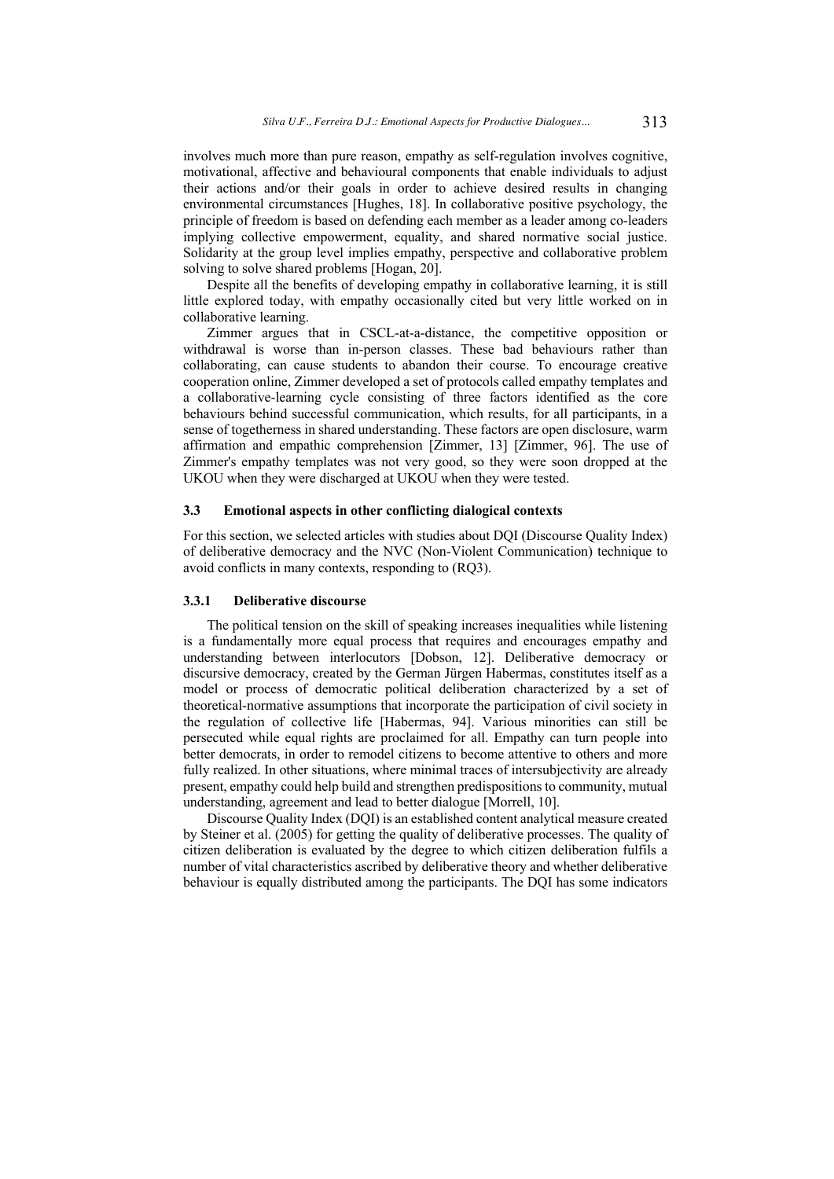involves much more than pure reason, empathy as self-regulation involves cognitive, motivational, affective and behavioural components that enable individuals to adjust their actions and/or their goals in order to achieve desired results in changing environmental circumstances [Hughes, 18]. In collaborative positive psychology, the principle of freedom is based on defending each member as a leader among co-leaders implying collective empowerment, equality, and shared normative social justice. Solidarity at the group level implies empathy, perspective and collaborative problem solving to solve shared problems [Hogan, 20].

Despite all the benefits of developing empathy in collaborative learning, it is still little explored today, with empathy occasionally cited but very little worked on in collaborative learning.

Zimmer argues that in CSCL-at-a-distance, the competitive opposition or withdrawal is worse than in-person classes. These bad behaviours rather than collaborating, can cause students to abandon their course. To encourage creative cooperation online, Zimmer developed a set of protocols called empathy templates and a collaborative-learning cycle consisting of three factors identified as the core behaviours behind successful communication, which results, for all participants, in a sense of togetherness in shared understanding. These factors are open disclosure, warm affirmation and empathic comprehension [Zimmer, 13] [Zimmer, 96]. The use of Zimmer's empathy templates was not very good, so they were soon dropped at the UKOU when they were discharged at UKOU when they were tested.

### 3.3 Emotional aspects in other conflicting dialogical contexts

For this section, we selected articles with studies about DQI (Discourse Quality Index) of deliberative democracy and the NVC (Non-Violent Communication) technique to avoid conflicts in many contexts, responding to (RQ3).

#### 3.3.1 Deliberative discourse

The political tension on the skill of speaking increases inequalities while listening is a fundamentally more equal process that requires and encourages empathy and understanding between interlocutors [Dobson, 12]. Deliberative democracy or discursive democracy, created by the German Jürgen Habermas, constitutes itself as a model or process of democratic political deliberation characterized by a set of theoretical-normative assumptions that incorporate the participation of civil society in the regulation of collective life [Habermas, 94]. Various minorities can still be persecuted while equal rights are proclaimed for all. Empathy can turn people into better democrats, in order to remodel citizens to become attentive to others and more fully realized. In other situations, where minimal traces of intersubjectivity are already present, empathy could help build and strengthen predispositions to community, mutual understanding, agreement and lead to better dialogue [Morrell, 10].

Discourse Quality Index (DQI) is an established content analytical measure created by Steiner et al. (2005) for getting the quality of deliberative processes. The quality of citizen deliberation is evaluated by the degree to which citizen deliberation fulfils a number of vital characteristics ascribed by deliberative theory and whether deliberative behaviour is equally distributed among the participants. The DQI has some indicators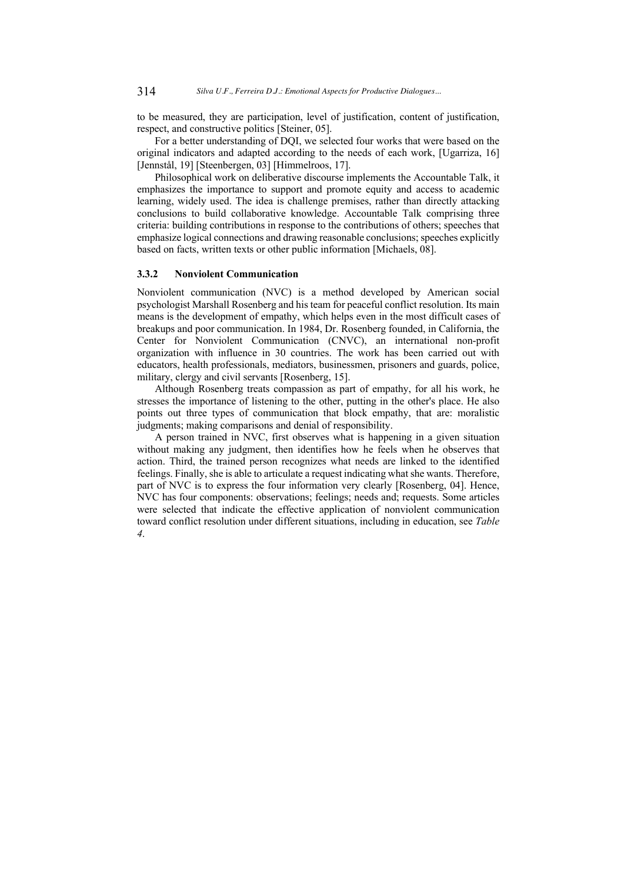to be measured, they are participation, level of justification, content of justification, respect, and constructive politics [Steiner, 05].

For a better understanding of DQI, we selected four works that were based on the original indicators and adapted according to the needs of each work, [Ugarriza, 16] [Jennstål, 19] [Steenbergen, 03] [Himmelroos, 17].

Philosophical work on deliberative discourse implements the Accountable Talk, it emphasizes the importance to support and promote equity and access to academic learning, widely used. The idea is challenge premises, rather than directly attacking conclusions to build collaborative knowledge. Accountable Talk comprising three criteria: building contributions in response to the contributions of others; speeches that emphasize logical connections and drawing reasonable conclusions; speeches explicitly based on facts, written texts or other public information [Michaels, 08].

### 3.3.2 Nonviolent Communication

Nonviolent communication (NVC) is a method developed by American social psychologist Marshall Rosenberg and his team for peaceful conflict resolution. Its main means is the development of empathy, which helps even in the most difficult cases of breakups and poor communication. In 1984, Dr. Rosenberg founded, in California, the Center for Nonviolent Communication (CNVC), an international non-profit organization with influence in 30 countries. The work has been carried out with educators, health professionals, mediators, businessmen, prisoners and guards, police, military, clergy and civil servants [Rosenberg, 15].

Although Rosenberg treats compassion as part of empathy, for all his work, he stresses the importance of listening to the other, putting in the other's place. He also points out three types of communication that block empathy, that are: moralistic judgments; making comparisons and denial of responsibility.

A person trained in NVC, first observes what is happening in a given situation without making any judgment, then identifies how he feels when he observes that action. Third, the trained person recognizes what needs are linked to the identified feelings. Finally, she is able to articulate a request indicating what she wants. Therefore, part of NVC is to express the four information very clearly [Rosenberg, 04]. Hence, NVC has four components: observations; feelings; needs and; requests. Some articles were selected that indicate the effective application of nonviolent communication toward conflict resolution under different situations, including in education, see *Table 4*.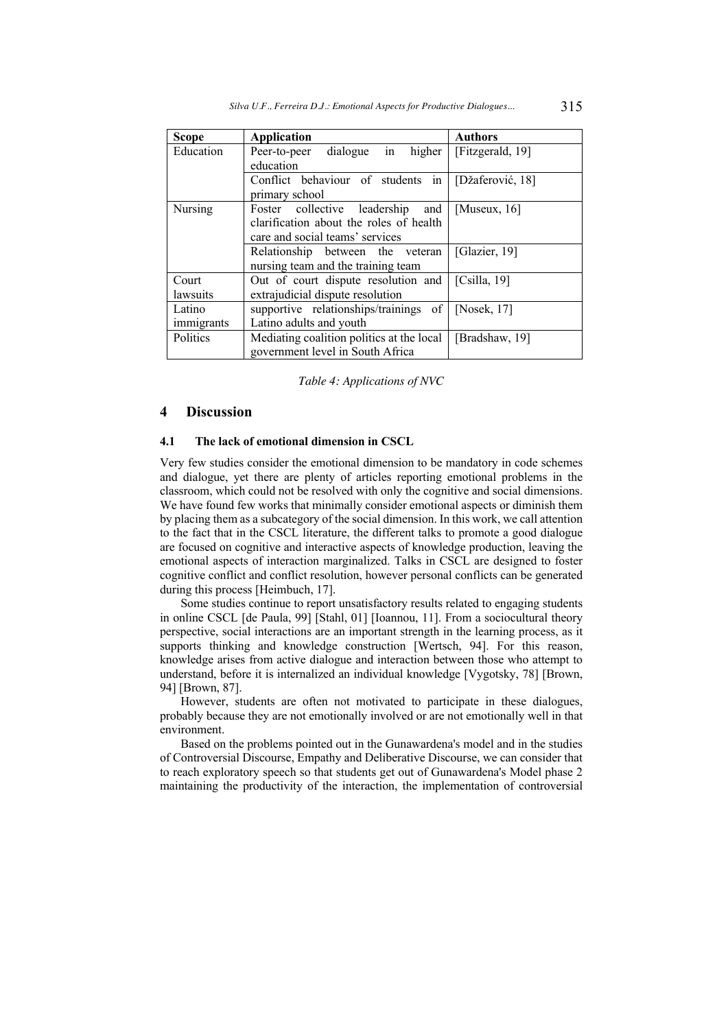| Scope | Application | Authors |
| --- | --- | --- |
| Education | Peer-to-peer dialogue in higher education | [Fitzgerald, 19] |
| | Conflict behaviour of students in primary school | [Džaferović, 18] |
| Nursing | Foster collective leadership and clarification about the roles of health care and social teams' services | [Museux, 16] |
| | Relationship between the veteran nursing team and the training team | [Glazier, 19] |
| Court lawsuits | Out of court dispute resolution and extrajudicial dispute resolution | [Csilla, 19] |
| Latino immigrants | supportive relationships/trainings of Latino adults and youth | [Nosek, 17] |
| Politics | Mediating coalition politics at the local government level in South Africa | [Bradshaw, 19] |

*Table 4: Applications of NVC*

## 4 Discussion

### 4.1 The lack of emotional dimension in CSCL

Very few studies consider the emotional dimension to be mandatory in code schemes and dialogue, yet there are plenty of articles reporting emotional problems in the classroom, which could not be resolved with only the cognitive and social dimensions. We have found few works that minimally consider emotional aspects or diminish them by placing them as a subcategory of the social dimension. In this work, we call attention to the fact that in the CSCL literature, the different talks to promote a good dialogue are focused on cognitive and interactive aspects of knowledge production, leaving the emotional aspects of interaction marginalized. Talks in CSCL are designed to foster cognitive conflict and conflict resolution, however personal conflicts can be generated during this process [Heimbuch, 17].

Some studies continue to report unsatisfactory results related to engaging students in online CSCL [de Paula, 99] [Stahl, 01] [Ioannou, 11]. From a sociocultural theory perspective, social interactions are an important strength in the learning process, as it supports thinking and knowledge construction [Wertsch, 94]. For this reason, knowledge arises from active dialogue and interaction between those who attempt to understand, before it is internalized an individual knowledge [Vygotsky, 78] [Brown, 94] [Brown, 87].

However, students are often not motivated to participate in these dialogues, probably because they are not emotionally involved or are not emotionally well in that environment.

Based on the problems pointed out in the Gunawardena's model and in the studies of Controversial Discourse, Empathy and Deliberative Discourse, we can consider that to reach exploratory speech so that students get out of Gunawardena's Model phase 2 maintaining the productivity of the interaction, the implementation of controversial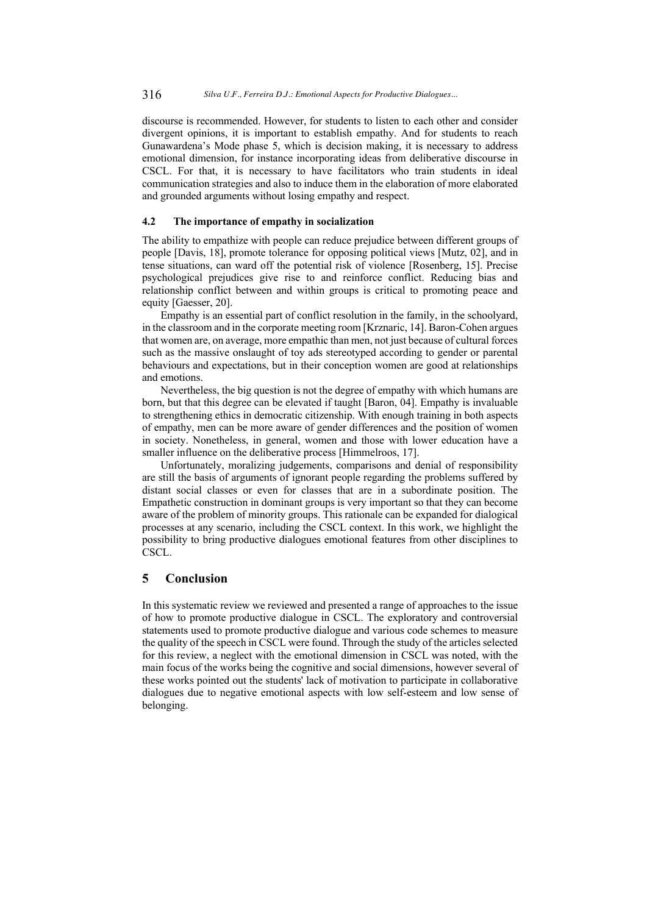discourse is recommended. However, for students to listen to each other and consider divergent opinions, it is important to establish empathy. And for students to reach Gunawardena's Mode phase 5, which is decision making, it is necessary to address emotional dimension, for instance incorporating ideas from deliberative discourse in CSCL. For that, it is necessary to have facilitators who train students in ideal communication strategies and also to induce them in the elaboration of more elaborated and grounded arguments without losing empathy and respect.

### 4.2 The importance of empathy in socialization

The ability to empathize with people can reduce prejudice between different groups of people [Davis, 18], promote tolerance for opposing political views [Mutz, 02], and in tense situations, can ward off the potential risk of violence [Rosenberg, 15]. Precise psychological prejudices give rise to and reinforce conflict. Reducing bias and relationship conflict between and within groups is critical to promoting peace and equity [Gaesser, 20].

Empathy is an essential part of conflict resolution in the family, in the schoolyard, in the classroom and in the corporate meeting room [Krznaric, 14]. Baron-Cohen argues that women are, on average, more empathic than men, not just because of cultural forces such as the massive onslaught of toy ads stereotyped according to gender or parental behaviours and expectations, but in their conception women are good at relationships and emotions.

Nevertheless, the big question is not the degree of empathy with which humans are born, but that this degree can be elevated if taught [Baron, 04]. Empathy is invaluable to strengthening ethics in democratic citizenship. With enough training in both aspects of empathy, men can be more aware of gender differences and the position of women in society. Nonetheless, in general, women and those with lower education have a smaller influence on the deliberative process [Himmelroos, 17].

Unfortunately, moralizing judgements, comparisons and denial of responsibility are still the basis of arguments of ignorant people regarding the problems suffered by distant social classes or even for classes that are in a subordinate position. The Empathetic construction in dominant groups is very important so that they can become aware of the problem of minority groups. This rationale can be expanded for dialogical processes at any scenario, including the CSCL context. In this work, we highlight the possibility to bring productive dialogues emotional features from other disciplines to CSCL.

## 5 Conclusion

In this systematic review we reviewed and presented a range of approaches to the issue of how to promote productive dialogue in CSCL. The exploratory and controversial statements used to promote productive dialogue and various code schemes to measure the quality of the speech in CSCL were found. Through the study of the articles selected for this review, a neglect with the emotional dimension in CSCL was noted, with the main focus of the works being the cognitive and social dimensions, however several of these works pointed out the students' lack of motivation to participate in collaborative dialogues due to negative emotional aspects with low self-esteem and low sense of belonging.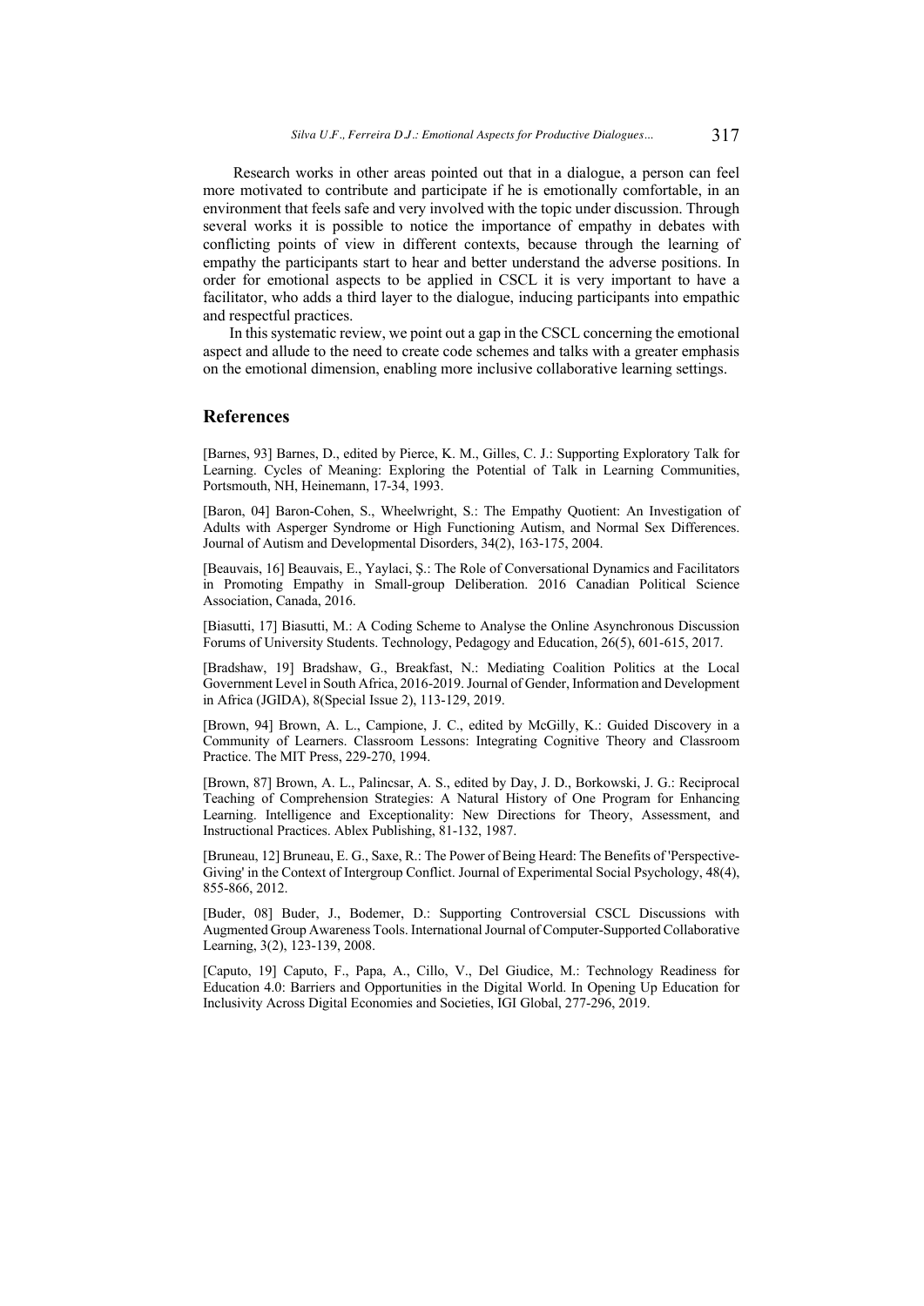Research works in other areas pointed out that in a dialogue, a person can feel more motivated to contribute and participate if he is emotionally comfortable, in an environment that feels safe and very involved with the topic under discussion. Through several works it is possible to notice the importance of empathy in debates with conflicting points of view in different contexts, because through the learning of empathy the participants start to hear and better understand the adverse positions. In order for emotional aspects to be applied in CSCL it is very important to have a facilitator, who adds a third layer to the dialogue, inducing participants into empathic and respectful practices.

In this systematic review, we point out a gap in the CSCL concerning the emotional aspect and allude to the need to create code schemes and talks with a greater emphasis on the emotional dimension, enabling more inclusive collaborative learning settings.

## References

[Barnes, 93] Barnes, D., edited by Pierce, K. M., Gilles, C. J.: Supporting Exploratory Talk for Learning. Cycles of Meaning: Exploring the Potential of Talk in Learning Communities, Portsmouth, NH, Heinemann, 17-34, 1993.

[Baron, 04] Baron-Cohen, S., Wheelwright, S.: The Empathy Quotient: An Investigation of Adults with Asperger Syndrome or High Functioning Autism, and Normal Sex Differences. Journal of Autism and Developmental Disorders, 34(2), 163-175, 2004.

[Beauvais, 16] Beauvais, E., Yaylaci, Ş.: The Role of Conversational Dynamics and Facilitators in Promoting Empathy in Small-group Deliberation. 2016 Canadian Political Science Association, Canada, 2016.

[Biasutti, 17] Biasutti, M.: A Coding Scheme to Analyse the Online Asynchronous Discussion Forums of University Students. Technology, Pedagogy and Education, 26(5), 601-615, 2017.

[Bradshaw, 19] Bradshaw, G., Breakfast, N.: Mediating Coalition Politics at the Local Government Level in South Africa, 2016-2019. Journal of Gender, Information and Development in Africa (JGIDA), 8(Special Issue 2), 113-129, 2019.

[Brown, 94] Brown, A. L., Campione, J. C., edited by McGilly, K.: Guided Discovery in a Community of Learners. Classroom Lessons: Integrating Cognitive Theory and Classroom Practice. The MIT Press, 229-270, 1994.

[Brown, 87] Brown, A. L., Palincsar, A. S., edited by Day, J. D., Borkowski, J. G.: Reciprocal Teaching of Comprehension Strategies: A Natural History of One Program for Enhancing Learning. Intelligence and Exceptionality: New Directions for Theory, Assessment, and Instructional Practices. Ablex Publishing, 81-132, 1987.

[Bruneau, 12] Bruneau, E. G., Saxe, R.: The Power of Being Heard: The Benefits of 'Perspective-Giving' in the Context of Intergroup Conflict. Journal of Experimental Social Psychology, 48(4), 855-866, 2012.

[Buder, 08] Buder, J., Bodemer, D.: Supporting Controversial CSCL Discussions with Augmented Group Awareness Tools. International Journal of Computer-Supported Collaborative Learning, 3(2), 123-139, 2008.

[Caputo, 19] Caputo, F., Papa, A., Cillo, V., Del Giudice, M.: Technology Readiness for Education 4.0: Barriers and Opportunities in the Digital World. In Opening Up Education for Inclusivity Across Digital Economies and Societies, IGI Global, 277-296, 2019.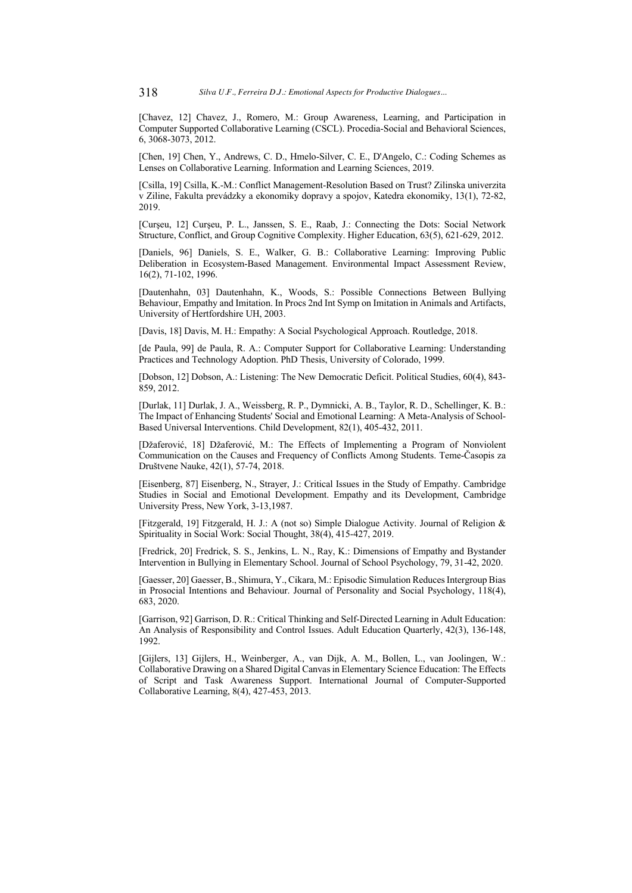[Chavez, 12] Chavez, J., Romero, M.: Group Awareness, Learning, and Participation in Computer Supported Collaborative Learning (CSCL). Procedia-Social and Behavioral Sciences, 6, 3068-3073, 2012.

[Chen, 19] Chen, Y., Andrews, C. D., Hmelo-Silver, C. E., D'Angelo, C.: Coding Schemes as Lenses on Collaborative Learning. Information and Learning Sciences, 2019.

[Csilla, 19] Csilla, K.-M.: Conflict Management-Resolution Based on Trust? Zilinska univerzita v Ziline, Fakulta prevádzky a ekonomiky dopravy a spojov, Katedra ekonomiky, 13(1), 72-82, 2019.

[Curşeu, 12] Curşeu, P. L., Janssen, S. E., Raab, J.: Connecting the Dots: Social Network Structure, Conflict, and Group Cognitive Complexity. Higher Education, 63(5), 621-629, 2012.

[Daniels, 96] Daniels, S. E., Walker, G. B.: Collaborative Learning: Improving Public Deliberation in Ecosystem-Based Management. Environmental Impact Assessment Review, 16(2), 71-102, 1996.

[Dautenhahn, 03] Dautenhahn, K., Woods, S.: Possible Connections Between Bullying Behaviour, Empathy and Imitation. In Procs 2nd Int Symp on Imitation in Animals and Artifacts, University of Hertfordshire UH, 2003.

[Davis, 18] Davis, M. H.: Empathy: A Social Psychological Approach. Routledge, 2018.

[de Paula, 99] de Paula, R. A.: Computer Support for Collaborative Learning: Understanding Practices and Technology Adoption. PhD Thesis, University of Colorado, 1999.

[Dobson, 12] Dobson, A.: Listening: The New Democratic Deficit. Political Studies, 60(4), 843-859, 2012.

[Durlak, 11] Durlak, J. A., Weissberg, R. P., Dymnicki, A. B., Taylor, R. D., Schellinger, K. B.: The Impact of Enhancing Students' Social and Emotional Learning: A Meta-Analysis of School-Based Universal Interventions. Child Development, 82(1), 405-432, 2011.

[Džaferović, 18] Džaferović, M.: The Effects of Implementing a Program of Nonviolent Communication on the Causes and Frequency of Conflicts Among Students. Teme-Časopis za Društvene Nauke, 42(1), 57-74, 2018.

[Eisenberg, 87] Eisenberg, N., Strayer, J.: Critical Issues in the Study of Empathy. Cambridge Studies in Social and Emotional Development. Empathy and its Development, Cambridge University Press, New York, 3-13,1987.

[Fitzgerald, 19] Fitzgerald, H. J.: A (not so) Simple Dialogue Activity. Journal of Religion & Spirituality in Social Work: Social Thought, 38(4), 415-427, 2019.

[Fredrick, 20] Fredrick, S. S., Jenkins, L. N., Ray, K.: Dimensions of Empathy and Bystander Intervention in Bullying in Elementary School. Journal of School Psychology, 79, 31-42, 2020.

[Gaesser, 20] Gaesser, B., Shimura, Y., Cikara, M.: Episodic Simulation Reduces Intergroup Bias in Prosocial Intentions and Behaviour. Journal of Personality and Social Psychology, 118(4), 683, 2020.

[Garrison, 92] Garrison, D. R.: Critical Thinking and Self-Directed Learning in Adult Education: An Analysis of Responsibility and Control Issues. Adult Education Quarterly, 42(3), 136-148, 1992.

[Gijlers, 13] Gijlers, H., Weinberger, A., van Dijk, A. M., Bollen, L., van Joolingen, W.: Collaborative Drawing on a Shared Digital Canvas in Elementary Science Education: The Effects of Script and Task Awareness Support. International Journal of Computer-Supported Collaborative Learning, 8(4), 427-453, 2013.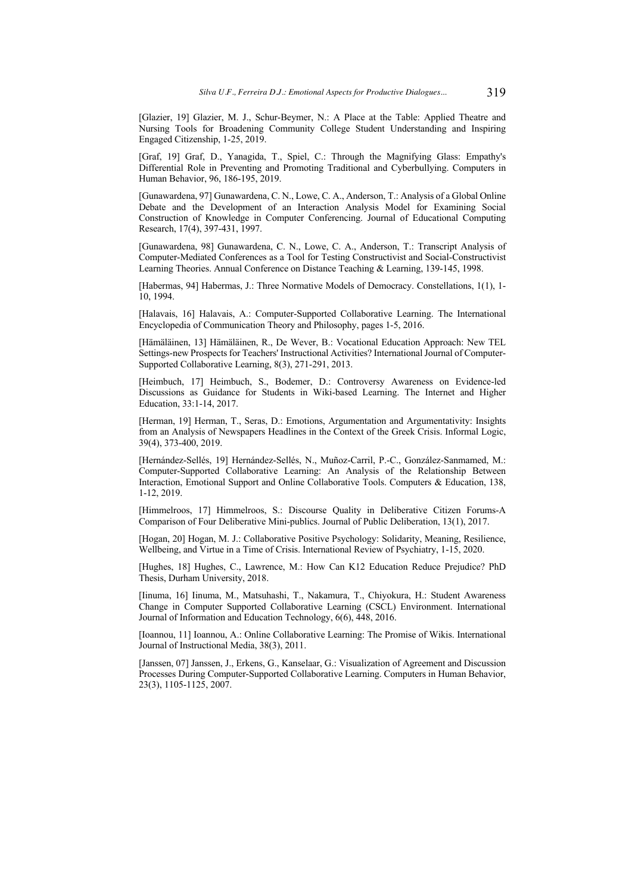[Glazier, 19] Glazier, M. J., Schur-Beymer, N.: A Place at the Table: Applied Theatre and Nursing Tools for Broadening Community College Student Understanding and Inspiring Engaged Citizenship, 1-25, 2019.

[Graf, 19] Graf, D., Yanagida, T., Spiel, C.: Through the Magnifying Glass: Empathy's Differential Role in Preventing and Promoting Traditional and Cyberbullying. Computers in Human Behavior, 96, 186-195, 2019.

[Gunawardena, 97] Gunawardena, C. N., Lowe, C. A., Anderson, T.: Analysis of a Global Online Debate and the Development of an Interaction Analysis Model for Examining Social Construction of Knowledge in Computer Conferencing. Journal of Educational Computing Research, 17(4), 397-431, 1997.

[Gunawardena, 98] Gunawardena, C. N., Lowe, C. A., Anderson, T.: Transcript Analysis of Computer-Mediated Conferences as a Tool for Testing Constructivist and Social-Constructivist Learning Theories. Annual Conference on Distance Teaching & Learning, 139-145, 1998.

[Habermas, 94] Habermas, J.: Three Normative Models of Democracy. Constellations, 1(1), 1-10, 1994.

[Halavais, 16] Halavais, A.: Computer-Supported Collaborative Learning. The International Encyclopedia of Communication Theory and Philosophy, pages 1-5, 2016.

[Hämäläinen, 13] Hämäläinen, R., De Wever, B.: Vocational Education Approach: New TEL Settings-new Prospects for Teachers' Instructional Activities? International Journal of Computer-Supported Collaborative Learning, 8(3), 271-291, 2013.

[Heimbuch, 17] Heimbuch, S., Bodemer, D.: Controversy Awareness on Evidence-led Discussions as Guidance for Students in Wiki-based Learning. The Internet and Higher Education, 33:1-14, 2017.

[Herman, 19] Herman, T., Seras, D.: Emotions, Argumentation and Argumentativity: Insights from an Analysis of Newspapers Headlines in the Context of the Greek Crisis. Informal Logic, 39(4), 373-400, 2019.

[Hernández-Sellés, 19] Hernández-Sellés, N., Muñoz-Carril, P.-C., González-Sanmamed, M.: Computer-Supported Collaborative Learning: An Analysis of the Relationship Between Interaction, Emotional Support and Online Collaborative Tools. Computers & Education, 138, 1-12, 2019.

[Himmelroos, 17] Himmelroos, S.: Discourse Quality in Deliberative Citizen Forums-A Comparison of Four Deliberative Mini-publics. Journal of Public Deliberation, 13(1), 2017.

[Hogan, 20] Hogan, M. J.: Collaborative Positive Psychology: Solidarity, Meaning, Resilience, Wellbeing, and Virtue in a Time of Crisis. International Review of Psychiatry, 1-15, 2020.

[Hughes, 18] Hughes, C., Lawrence, M.: How Can K12 Education Reduce Prejudice? PhD Thesis, Durham University, 2018.

[Iinuma, 16] Iinuma, M., Matsuhashi, T., Nakamura, T., Chiyokura, H.: Student Awareness Change in Computer Supported Collaborative Learning (CSCL) Environment. International Journal of Information and Education Technology, 6(6), 448, 2016.

[Ioannou, 11] Ioannou, A.: Online Collaborative Learning: The Promise of Wikis. International Journal of Instructional Media, 38(3), 2011.

[Janssen, 07] Janssen, J., Erkens, G., Kanselaar, G.: Visualization of Agreement and Discussion Processes During Computer-Supported Collaborative Learning. Computers in Human Behavior, 23(3), 1105-1125, 2007.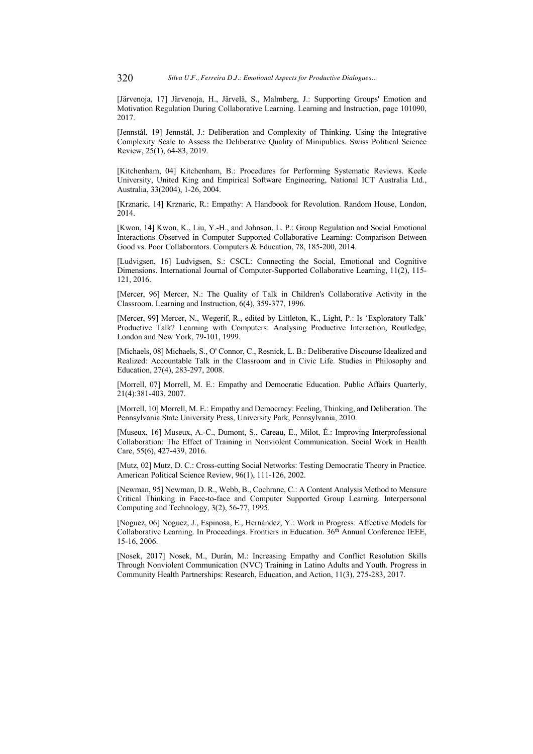[Järvenoja, 17] Järvenoja, H., Järvelä, S., Malmberg, J.: Supporting Groups' Emotion and Motivation Regulation During Collaborative Learning. Learning and Instruction, page 101090, 2017.

[Jennstål, 19] Jennstål, J.: Deliberation and Complexity of Thinking. Using the Integrative Complexity Scale to Assess the Deliberative Quality of Minipublics. Swiss Political Science Review, 25(1), 64-83, 2019.

[Kitchenham, 04] Kitchenham, B.: Procedures for Performing Systematic Reviews. Keele University, United King and Empirical Software Engineering, National ICT Australia Ltd., Australia, 33(2004), 1-26, 2004.

[Krznaric, 14] Krznaric, R.: Empathy: A Handbook for Revolution. Random House, London, 2014.

[Kwon, 14] Kwon, K., Liu, Y.-H., and Johnson, L. P.: Group Regulation and Social Emotional Interactions Observed in Computer Supported Collaborative Learning: Comparison Between Good vs. Poor Collaborators. Computers & Education, 78, 185-200, 2014.

[Ludvigsen, 16] Ludvigsen, S.: CSCL: Connecting the Social, Emotional and Cognitive Dimensions. International Journal of Computer-Supported Collaborative Learning, 11(2), 115-121, 2016.

[Mercer, 96] Mercer, N.: The Quality of Talk in Children's Collaborative Activity in the Classroom. Learning and Instruction, 6(4), 359-377, 1996.

[Mercer, 99] Mercer, N., Wegerif, R., edited by Littleton, K., Light, P.: Is 'Exploratory Talk' Productive Talk? Learning with Computers: Analysing Productive Interaction, Routledge, London and New York, 79-101, 1999.

[Michaels, 08] Michaels, S., O' Connor, C., Resnick, L. B.: Deliberative Discourse Idealized and Realized: Accountable Talk in the Classroom and in Civic Life. Studies in Philosophy and Education, 27(4), 283-297, 2008.

[Morrell, 07] Morrell, M. E.: Empathy and Democratic Education. Public Affairs Quarterly, 21(4):381-403, 2007.

[Morrell, 10] Morrell, M. E.: Empathy and Democracy: Feeling, Thinking, and Deliberation. The Pennsylvania State University Press, University Park, Pennsylvania, 2010.

[Museux, 16] Museux, A.-C., Dumont, S., Careau, E., Milot, É.: Improving Interprofessional Collaboration: The Effect of Training in Nonviolent Communication. Social Work in Health Care, 55(6), 427-439, 2016.

[Mutz, 02] Mutz, D. C.: Cross-cutting Social Networks: Testing Democratic Theory in Practice. American Political Science Review, 96(1), 111-126, 2002.

[Newman, 95] Newman, D. R., Webb, B., Cochrane, C.: A Content Analysis Method to Measure Critical Thinking in Face-to-face and Computer Supported Group Learning. Interpersonal Computing and Technology, 3(2), 56-77, 1995.

[Noguez, 06] Noguez, J., Espinosa, E., Hernández, Y.: Work in Progress: Affective Models for Collaborative Learning. In Proceedings. Frontiers in Education. 36th Annual Conference IEEE, 15-16, 2006.

[Nosek, 2017] Nosek, M., Durán, M.: Increasing Empathy and Conflict Resolution Skills Through Nonviolent Communication (NVC) Training in Latino Adults and Youth. Progress in Community Health Partnerships: Research, Education, and Action, 11(3), 275-283, 2017.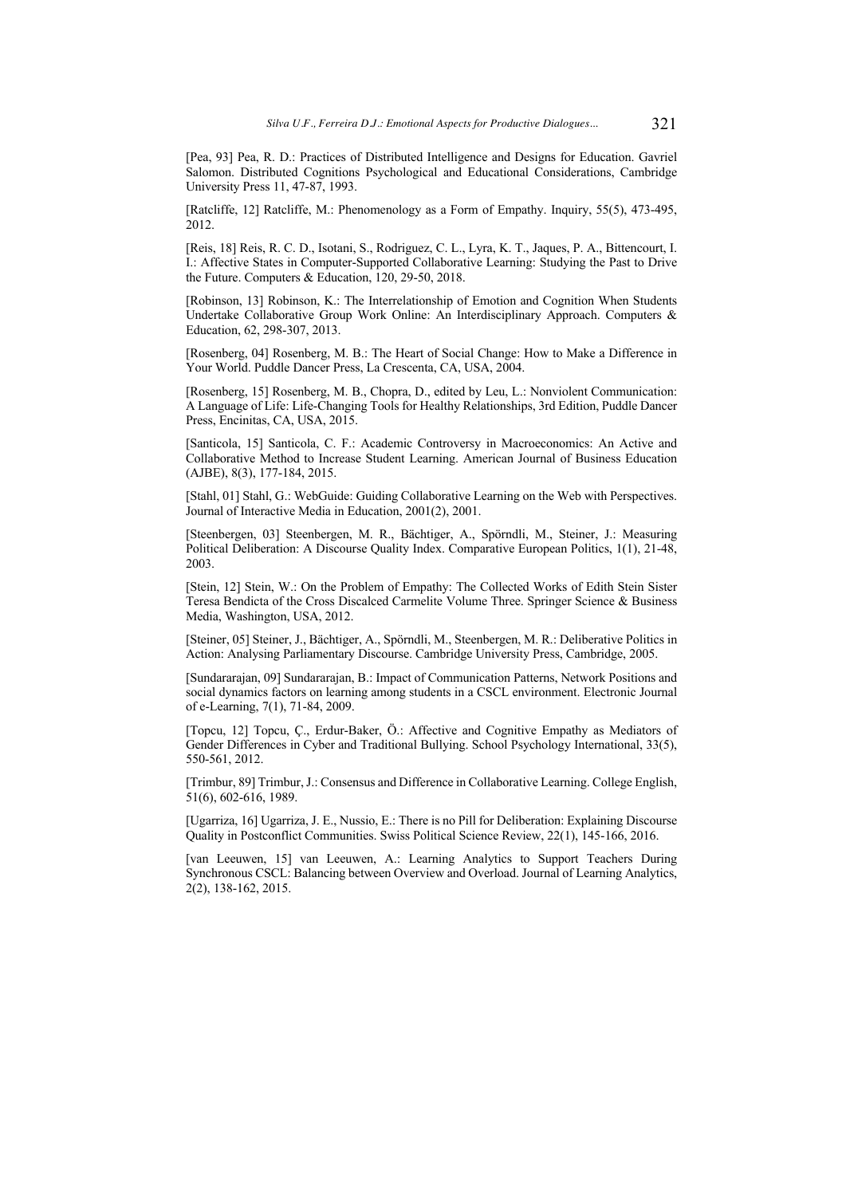[Pea, 93] Pea, R. D.: Practices of Distributed Intelligence and Designs for Education. Gavriel Salomon. Distributed Cognitions Psychological and Educational Considerations, Cambridge University Press 11, 47-87, 1993.

[Ratcliffe, 12] Ratcliffe, M.: Phenomenology as a Form of Empathy. Inquiry, 55(5), 473-495, 2012.

[Reis, 18] Reis, R. C. D., Isotani, S., Rodriguez, C. L., Lyra, K. T., Jaques, P. A., Bittencourt, I. I.: Affective States in Computer-Supported Collaborative Learning: Studying the Past to Drive the Future. Computers & Education, 120, 29-50, 2018.

[Robinson, 13] Robinson, K.: The Interrelationship of Emotion and Cognition When Students Undertake Collaborative Group Work Online: An Interdisciplinary Approach. Computers & Education, 62, 298-307, 2013.

[Rosenberg, 04] Rosenberg, M. B.: The Heart of Social Change: How to Make a Difference in Your World. Puddle Dancer Press, La Crescenta, CA, USA, 2004.

[Rosenberg, 15] Rosenberg, M. B., Chopra, D., edited by Leu, L.: Nonviolent Communication: A Language of Life: Life-Changing Tools for Healthy Relationships, 3rd Edition, Puddle Dancer Press, Encinitas, CA, USA, 2015.

[Santicola, 15] Santicola, C. F.: Academic Controversy in Macroeconomics: An Active and Collaborative Method to Increase Student Learning. American Journal of Business Education (AJBE), 8(3), 177-184, 2015.

[Stahl, 01] Stahl, G.: WebGuide: Guiding Collaborative Learning on the Web with Perspectives. Journal of Interactive Media in Education, 2001(2), 2001.

[Steenbergen, 03] Steenbergen, M. R., Bächtiger, A., Spörndli, M., Steiner, J.: Measuring Political Deliberation: A Discourse Quality Index. Comparative European Politics, 1(1), 21-48, 2003.

[Stein, 12] Stein, W.: On the Problem of Empathy: The Collected Works of Edith Stein Sister Teresa Bendicta of the Cross Discalced Carmelite Volume Three. Springer Science & Business Media, Washington, USA, 2012.

[Steiner, 05] Steiner, J., Bächtiger, A., Spörndli, M., Steenbergen, M. R.: Deliberative Politics in Action: Analysing Parliamentary Discourse. Cambridge University Press, Cambridge, 2005.

[Sundararajan, 09] Sundararajan, B.: Impact of Communication Patterns, Network Positions and social dynamics factors on learning among students in a CSCL environment. Electronic Journal of e-Learning, 7(1), 71-84, 2009.

[Topcu, 12] Topcu, Ç., Erdur-Baker, Ö.: Affective and Cognitive Empathy as Mediators of Gender Differences in Cyber and Traditional Bullying. School Psychology International, 33(5), 550-561, 2012.

[Trimbur, 89] Trimbur, J.: Consensus and Difference in Collaborative Learning. College English, 51(6), 602-616, 1989.

[Ugarriza, 16] Ugarriza, J. E., Nussio, E.: There is no Pill for Deliberation: Explaining Discourse Quality in Postconflict Communities. Swiss Political Science Review, 22(1), 145-166, 2016.

[van Leeuwen, 15] van Leeuwen, A.: Learning Analytics to Support Teachers During Synchronous CSCL: Balancing between Overview and Overload. Journal of Learning Analytics, 2(2), 138-162, 2015.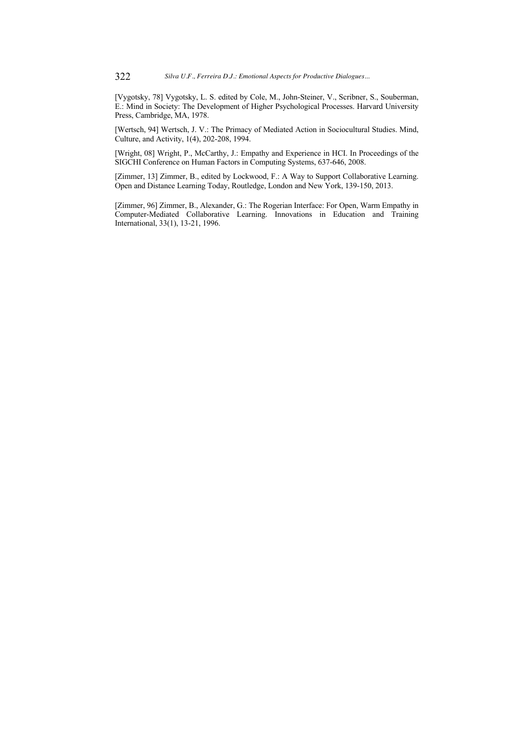[Vygotsky, 78] Vygotsky, L. S. edited by Cole, M., John-Steiner, V., Scribner, S., Souberman, E.: Mind in Society: The Development of Higher Psychological Processes. Harvard University Press, Cambridge, MA, 1978.

[Wertsch, 94] Wertsch, J. V.: The Primacy of Mediated Action in Sociocultural Studies. Mind, Culture, and Activity, 1(4), 202-208, 1994.

[Wright, 08] Wright, P., McCarthy, J.: Empathy and Experience in HCI. In Proceedings of the SIGCHI Conference on Human Factors in Computing Systems, 637-646, 2008.

[Zimmer, 13] Zimmer, B., edited by Lockwood, F.: A Way to Support Collaborative Learning. Open and Distance Learning Today, Routledge, London and New York, 139-150, 2013.

[Zimmer, 96] Zimmer, B., Alexander, G.: The Rogerian Interface: For Open, Warm Empathy in Computer-Mediated Collaborative Learning. Innovations in Education and Training International, 33(1), 13-21, 1996.